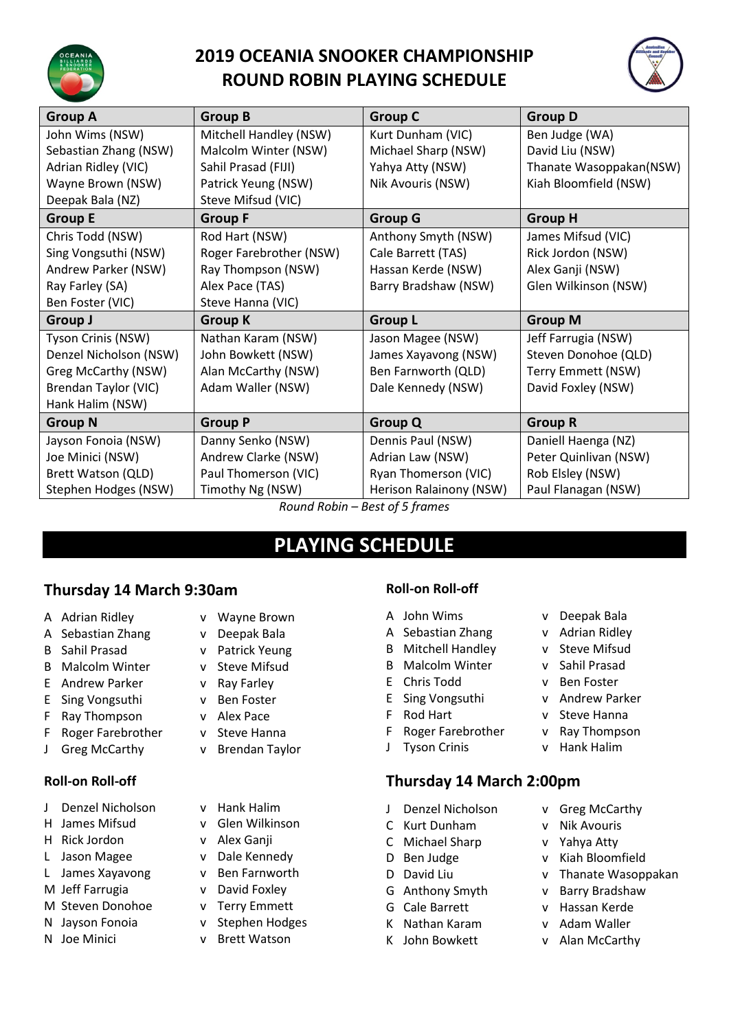# 2019 OCEANIA SNOOKER CHAMPIONSHIP
# ROUND ROBIN PLAYING SCHEDULE

| Group A | Group B | Group C | Group D |
|---|---|---|---|
| John Wims (NSW)<br>Sebastian Zhang (NSW)<br>Adrian Ridley (VIC)<br>Wayne Brown (NSW)<br>Deepak Bala (NZ) | Mitchell Handley (NSW)<br>Malcolm Winter (NSW)<br>Sahil Prasad (FIJI)<br>Patrick Yeung (NSW)<br>Steve Mifsud (VIC) | Kurt Dunham (VIC)<br>Michael Sharp (NSW)<br>Yahya Atty (NSW)<br>Nik Avouris (NSW) | Ben Judge (WA)<br>David Liu (NSW)<br>Thanate Wasoppakan(NSW)<br>Kiah Bloomfield (NSW) |
| **Group E** | **Group F** | **Group G** | **Group H** |
| Chris Todd (NSW)<br>Sing Vongsuthi (NSW)<br>Andrew Parker (NSW)<br>Ray Farley (SA)<br>Ben Foster (VIC) | Rod Hart (NSW)<br>Roger Farebrother (NSW)<br>Ray Thompson (NSW)<br>Alex Pace (TAS)<br>Steve Hanna (VIC) | Anthony Smyth (NSW)<br>Cale Barrett (TAS)<br>Hassan Kerde (NSW)<br>Barry Bradshaw (NSW) | James Mifsud (VIC)<br>Rick Jordon (NSW)<br>Alex Ganji (NSW)<br>Glen Wilkinson (NSW) |
| **Group J** | **Group K** | **Group L** | **Group M** |
| Tyson Crinis (NSW)<br>Denzel Nicholson (NSW)<br>Greg McCarthy (NSW)<br>Brendan Taylor (VIC)<br>Hank Halim (NSW) | Nathan Karam (NSW)<br>John Bowkett (NSW)<br>Alan McCarthy (NSW)<br>Adam Waller (NSW) | Jason Magee (NSW)<br>James Xayavong (NSW)<br>Ben Farnworth (QLD)<br>Dale Kennedy (NSW) | Jeff Farrugia (NSW)<br>Steven Donohoe (QLD)<br>Terry Emmett (NSW)<br>David Foxley (NSW) |
| **Group N** | **Group P** | **Group Q** | **Group R** |
| Jayson Fonoia (NSW)<br>Joe Minici (NSW)<br>Brett Watson (QLD)<br>Stephen Hodges (NSW) | Danny Senko (NSW)<br>Andrew Clarke (NSW)<br>Paul Thomerson (VIC)<br>Timothy Ng (NSW) | Dennis Paul (NSW)<br>Adrian Law (NSW)<br>Ryan Thomerson (VIC)<br>Herison Ralainony (NSW) | Daniell Haenga (NZ)<br>Peter Quinlivan (NSW)<br>Rob Elsley (NSW)<br>Paul Flanagan (NSW) |

*Round Robin – Best of 5 frames*

## PLAYING SCHEDULE

### Thursday 14 March 9:30am

| | | | |
|---|---|---|---|
| A | Adrian Ridley | v | Wayne Brown |
| A | Sebastian Zhang | v | Deepak Bala |
| B | Sahil Prasad | v | Patrick Yeung |
| B | Malcolm Winter | v | Steve Mifsud |
| E | Andrew Parker | v | Ray Farley |
| E | Sing Vongsuthi | v | Ben Foster |
| F | Ray Thompson | v | Alex Pace |
| F | Roger Farebrother | v | Steve Hanna |
| J | Greg McCarthy | v | Brendan Taylor |

### Roll-on Roll-off

| | | | |
|---|---|---|---|
| J | Denzel Nicholson | v | Hank Halim |
| H | James Mifsud | v | Glen Wilkinson |
| H | Rick Jordon | v | Alex Ganji |
| L | Jason Magee | v | Dale Kennedy |
| L | James Xayavong | v | Ben Farnworth |
| M | Jeff Farrugia | v | David Foxley |
| M | Steven Donohoe | v | Terry Emmett |
| N | Jayson Fonoia | v | Stephen Hodges |
| N | Joe Minici | v | Brett Watson |

### Roll-on Roll-off

| | | | |
|---|---|---|---|
| A | John Wims | v | Deepak Bala |
| A | Sebastian Zhang | v | Adrian Ridley |
| B | Mitchell Handley | v | Steve Mifsud |
| B | Malcolm Winter | v | Sahil Prasad |
| E | Chris Todd | v | Ben Foster |
| E | Sing Vongsuthi | v | Andrew Parker |
| F | Rod Hart | v | Steve Hanna |
| F | Roger Farebrother | v | Ray Thompson |
| J | Tyson Crinis | v | Hank Halim |

### Thursday 14 March 2:00pm

| | | | |
|---|---|---|---|
| J | Denzel Nicholson | v | Greg McCarthy |
| C | Kurt Dunham | v | Nik Avouris |
| C | Michael Sharp | v | Yahya Atty |
| D | Ben Judge | v | Kiah Bloomfield |
| D | David Liu | v | Thanate Wasoppakan |
| G | Anthony Smyth | v | Barry Bradshaw |
| G | Cale Barrett | v | Hassan Kerde |
| K | Nathan Karam | v | Adam Waller |
| K | John Bowkett | v | Alan McCarthy |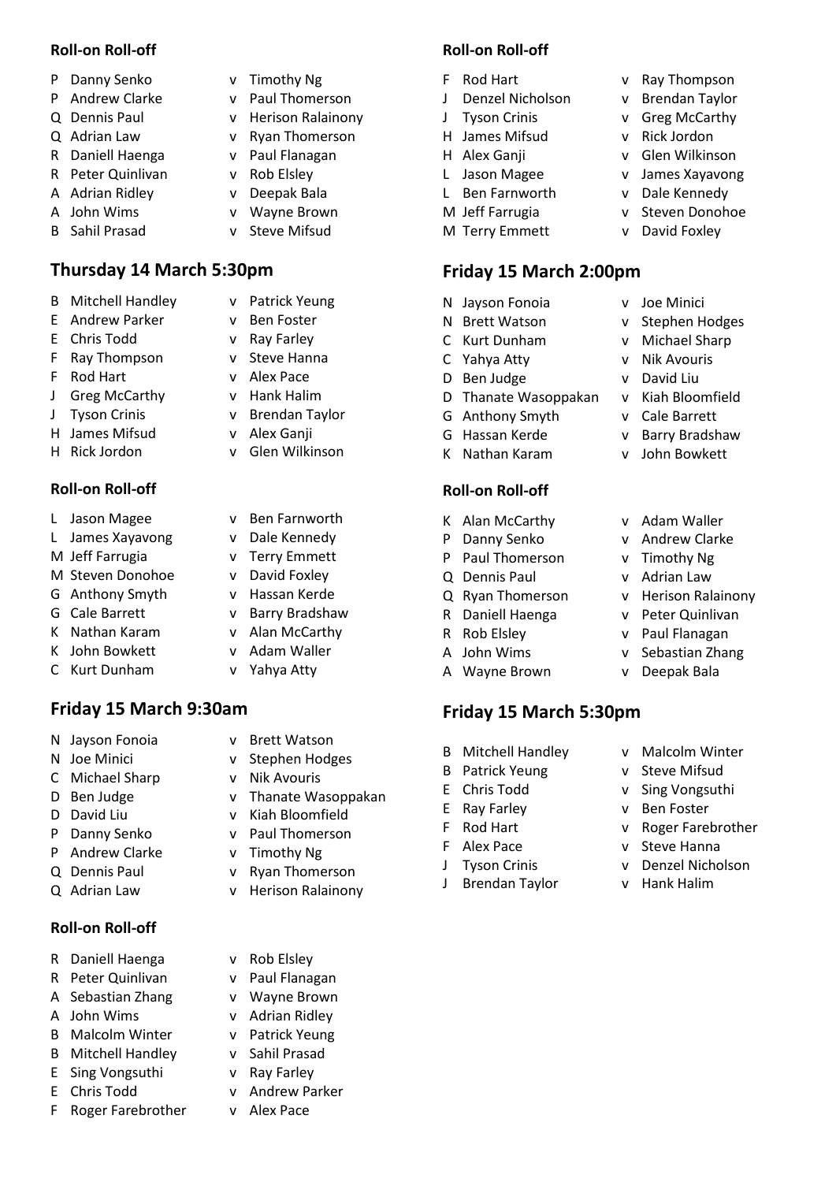### Roll-on Roll-off

| | | | |
|---|---|---|---|
| P | Danny Senko | v | Timothy Ng |
| P | Andrew Clarke | v | Paul Thomerson |
| Q | Dennis Paul | v | Herison Ralainony |
| Q | Adrian Law | v | Ryan Thomerson |
| R | Daniell Haenga | v | Paul Flanagan |
| R | Peter Quinlivan | v | Rob Elsley |
| A | Adrian Ridley | v | Deepak Bala |
| A | John Wims | v | Wayne Brown |
| B | Sahil Prasad | v | Steve Mifsud |

## Thursday 14 March 5:30pm

| | | | |
|---|---|---|---|
| B | Mitchell Handley | v | Patrick Yeung |
| E | Andrew Parker | v | Ben Foster |
| E | Chris Todd | v | Ray Farley |
| F | Ray Thompson | v | Steve Hanna |
| F | Rod Hart | v | Alex Pace |
| J | Greg McCarthy | v | Hank Halim |
| J | Tyson Crinis | v | Brendan Taylor |
| H | James Mifsud | v | Alex Ganji |
| H | Rick Jordon | v | Glen Wilkinson |

### Roll-on Roll-off

| | | | |
|---|---|---|---|
| L | Jason Magee | v | Ben Farnworth |
| L | James Xayavong | v | Dale Kennedy |
| M | Jeff Farrugia | v | Terry Emmett |
| M | Steven Donohoe | v | David Foxley |
| G | Anthony Smyth | v | Hassan Kerde |
| G | Cale Barrett | v | Barry Bradshaw |
| K | Nathan Karam | v | Alan McCarthy |
| K | John Bowkett | v | Adam Waller |
| C | Kurt Dunham | v | Yahya Atty |

## Friday 15 March 9:30am

| | | | |
|---|---|---|---|
| N | Jayson Fonoia | v | Brett Watson |
| N | Joe Minici | v | Stephen Hodges |
| C | Michael Sharp | v | Nik Avouris |
| D | Ben Judge | v | Thanate Wasoppakan |
| D | David Liu | v | Kiah Bloomfield |
| P | Danny Senko | v | Paul Thomerson |
| P | Andrew Clarke | v | Timothy Ng |
| Q | Dennis Paul | v | Ryan Thomerson |
| Q | Adrian Law | v | Herison Ralainony |

### Roll-on Roll-off

| | | | |
|---|---|---|---|
| R | Daniell Haenga | v | Rob Elsley |
| R | Peter Quinlivan | v | Paul Flanagan |
| A | Sebastian Zhang | v | Wayne Brown |
| A | John Wims | v | Adrian Ridley |
| B | Malcolm Winter | v | Patrick Yeung |
| B | Mitchell Handley | v | Sahil Prasad |
| E | Sing Vongsuthi | v | Ray Farley |
| E | Chris Todd | v | Andrew Parker |
| F | Roger Farebrother | v | Alex Pace |

### Roll-on Roll-off

| | | | |
|---|---|---|---|
| F | Rod Hart | v | Ray Thompson |
| J | Denzel Nicholson | v | Brendan Taylor |
| J | Tyson Crinis | v | Greg McCarthy |
| H | James Mifsud | v | Rick Jordon |
| H | Alex Ganji | v | Glen Wilkinson |
| L | Jason Magee | v | James Xayavong |
| L | Ben Farnworth | v | Dale Kennedy |
| M | Jeff Farrugia | v | Steven Donohoe |
| M | Terry Emmett | v | David Foxley |

## Friday 15 March 2:00pm

| | | | |
|---|---|---|---|
| N | Jayson Fonoia | v | Joe Minici |
| N | Brett Watson | v | Stephen Hodges |
| C | Kurt Dunham | v | Michael Sharp |
| C | Yahya Atty | v | Nik Avouris |
| D | Ben Judge | v | David Liu |
| D | Thanate Wasoppakan | v | Kiah Bloomfield |
| G | Anthony Smyth | v | Cale Barrett |
| G | Hassan Kerde | v | Barry Bradshaw |
| K | Nathan Karam | v | John Bowkett |

### Roll-on Roll-off

| | | | |
|---|---|---|---|
| K | Alan McCarthy | v | Adam Waller |
| P | Danny Senko | v | Andrew Clarke |
| P | Paul Thomerson | v | Timothy Ng |
| Q | Dennis Paul | v | Adrian Law |
| Q | Ryan Thomerson | v | Herison Ralainony |
| R | Daniell Haenga | v | Peter Quinlivan |
| R | Rob Elsley | v | Paul Flanagan |
| A | John Wims | v | Sebastian Zhang |
| A | Wayne Brown | v | Deepak Bala |

## Friday 15 March 5:30pm

| | | | |
|---|---|---|---|
| B | Mitchell Handley | v | Malcolm Winter |
| B | Patrick Yeung | v | Steve Mifsud |
| E | Chris Todd | v | Sing Vongsuthi |
| E | Ray Farley | v | Ben Foster |
| F | Rod Hart | v | Roger Farebrother |
| F | Alex Pace | v | Steve Hanna |
| J | Tyson Crinis | v | Denzel Nicholson |
| J | Brendan Taylor | v | Hank Halim |